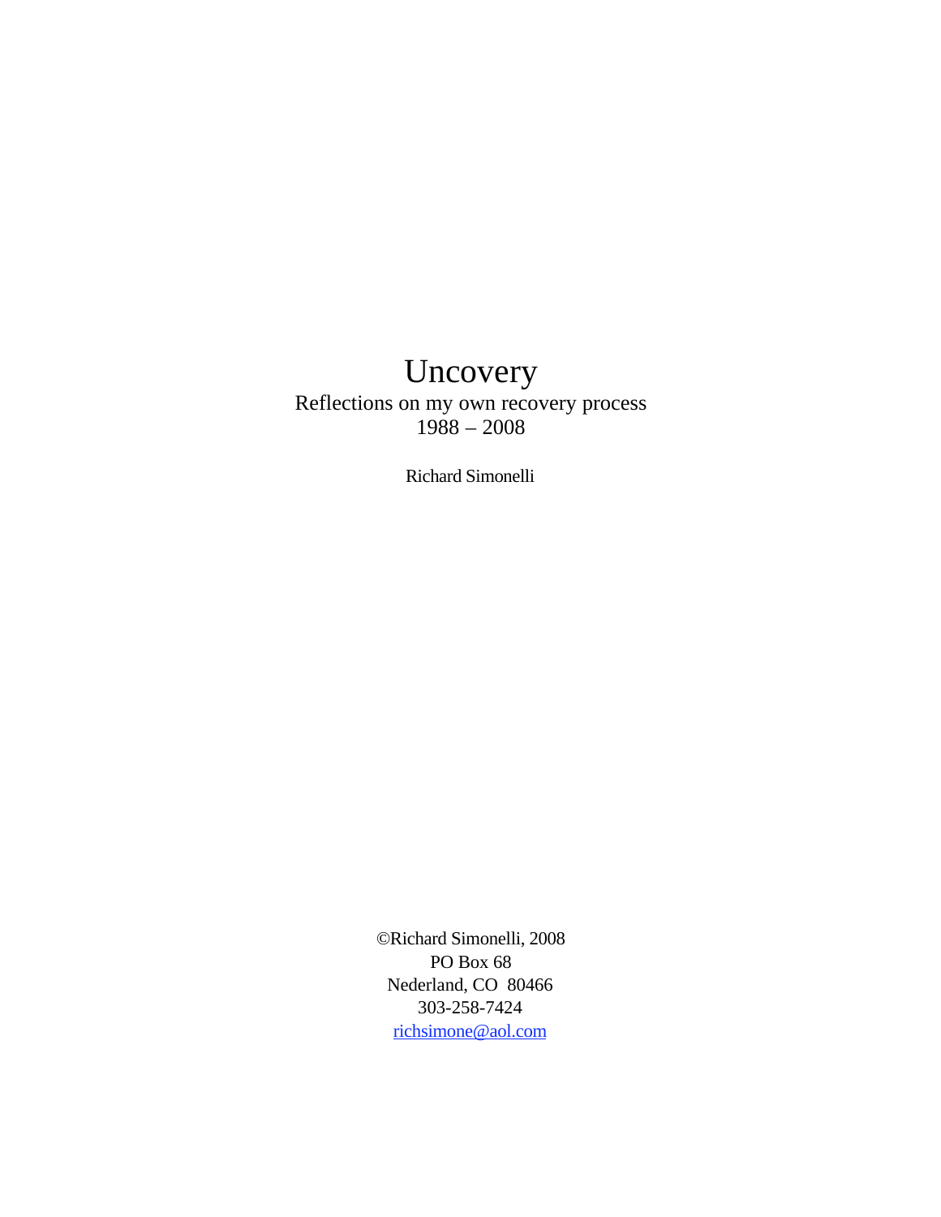# Uncovery

Reflections on my own recovery process
1988 – 2008

Richard Simonelli

©Richard Simonelli, 2008
PO Box 68
Nederland, CO 80466
303-258-7424
richsimone@aol.com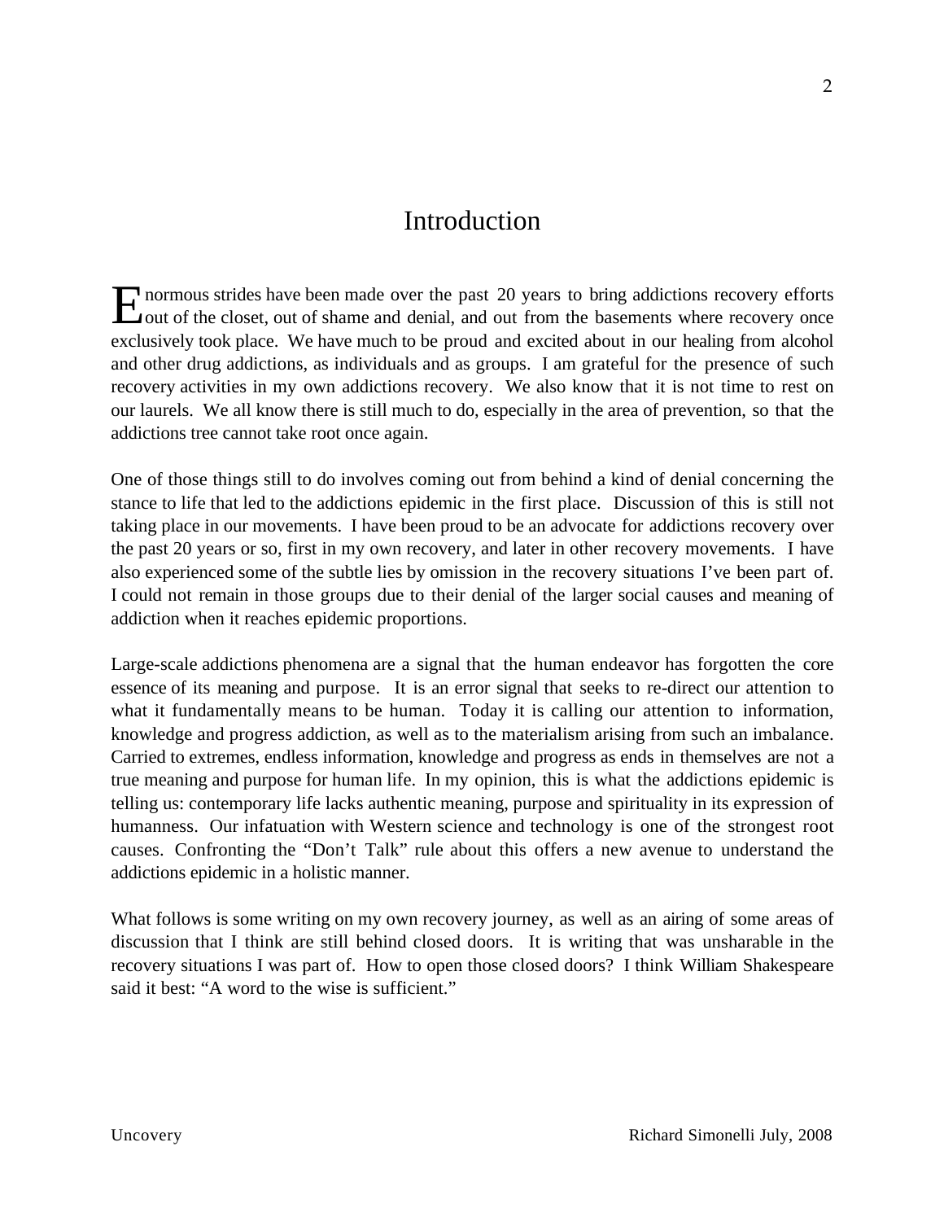# Introduction

Enormous strides have been made over the past 20 years to bring addictions recovery efforts out of the closet, out of shame and denial, and out from the basements where recovery once exclusively took place. We have much to be proud and excited about in our healing from alcohol and other drug addictions, as individuals and as groups. I am grateful for the presence of such recovery activities in my own addictions recovery. We also know that it is not time to rest on our laurels. We all know there is still much to do, especially in the area of prevention, so that the addictions tree cannot take root once again.

One of those things still to do involves coming out from behind a kind of denial concerning the stance to life that led to the addictions epidemic in the first place. Discussion of this is still not taking place in our movements. I have been proud to be an advocate for addictions recovery over the past 20 years or so, first in my own recovery, and later in other recovery movements. I have also experienced some of the subtle lies by omission in the recovery situations I've been part of. I could not remain in those groups due to their denial of the larger social causes and meaning of addiction when it reaches epidemic proportions.

Large-scale addictions phenomena are a signal that the human endeavor has forgotten the core essence of its meaning and purpose. It is an error signal that seeks to re-direct our attention to what it fundamentally means to be human. Today it is calling our attention to information, knowledge and progress addiction, as well as to the materialism arising from such an imbalance. Carried to extremes, endless information, knowledge and progress as ends in themselves are not a true meaning and purpose for human life. In my opinion, this is what the addictions epidemic is telling us: contemporary life lacks authentic meaning, purpose and spirituality in its expression of humanness. Our infatuation with Western science and technology is one of the strongest root causes. Confronting the "Don't Talk" rule about this offers a new avenue to understand the addictions epidemic in a holistic manner.

What follows is some writing on my own recovery journey, as well as an airing of some areas of discussion that I think are still behind closed doors. It is writing that was unsharable in the recovery situations I was part of. How to open those closed doors? I think William Shakespeare said it best: "A word to the wise is sufficient."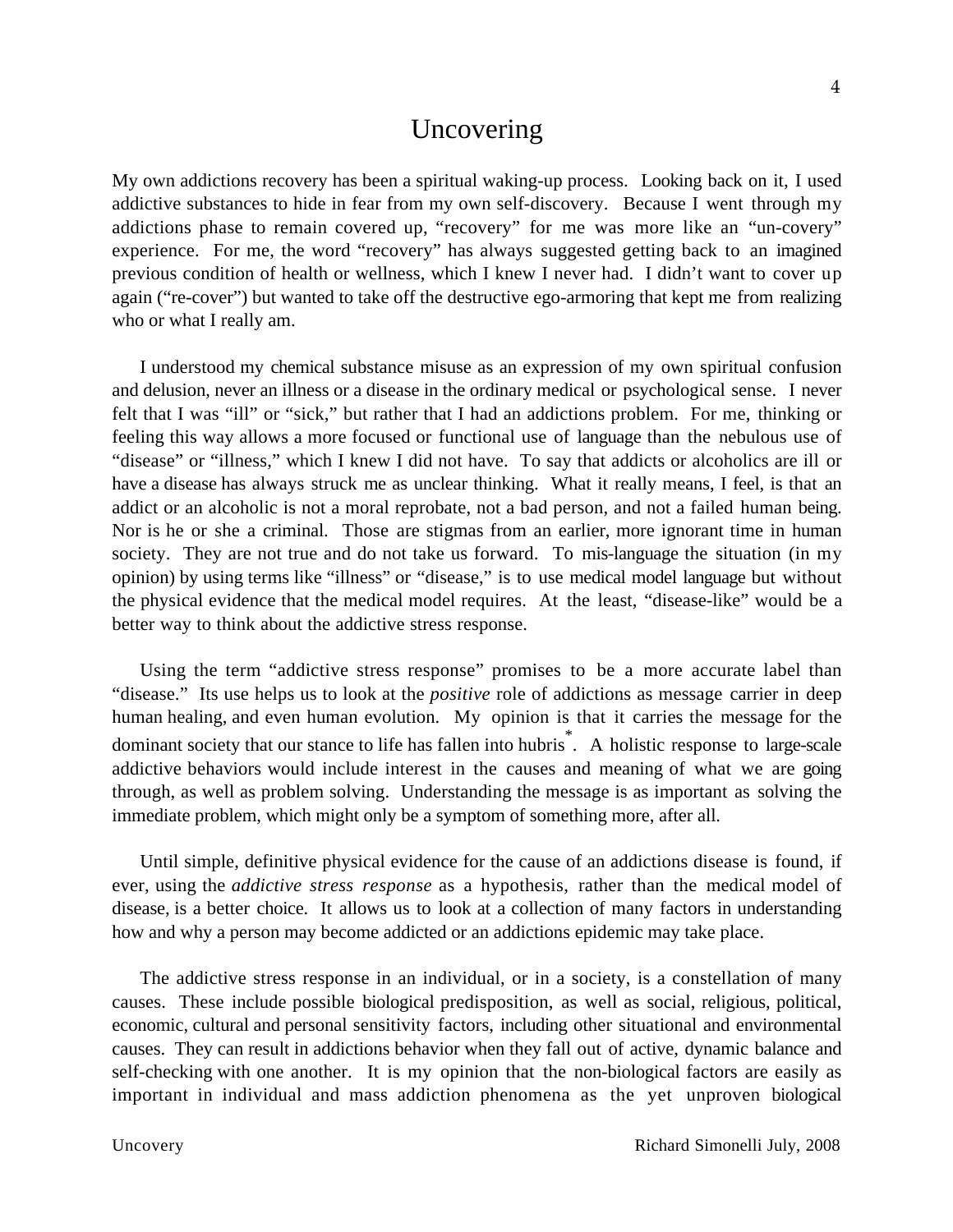# Uncovering

My own addictions recovery has been a spiritual waking-up process. Looking back on it, I used addictive substances to hide in fear from my own self-discovery. Because I went through my addictions phase to remain covered up, "recovery" for me was more like an "un-covery" experience. For me, the word "recovery" has always suggested getting back to an imagined previous condition of health or wellness, which I knew I never had. I didn't want to cover up again ("re-cover") but wanted to take off the destructive ego-armoring that kept me from realizing who or what I really am.

I understood my chemical substance misuse as an expression of my own spiritual confusion and delusion, never an illness or a disease in the ordinary medical or psychological sense. I never felt that I was "ill" or "sick," but rather that I had an addictions problem. For me, thinking or feeling this way allows a more focused or functional use of language than the nebulous use of "disease" or "illness," which I knew I did not have. To say that addicts or alcoholics are ill or have a disease has always struck me as unclear thinking. What it really means, I feel, is that an addict or an alcoholic is not a moral reprobate, not a bad person, and not a failed human being. Nor is he or she a criminal. Those are stigmas from an earlier, more ignorant time in human society. They are not true and do not take us forward. To mis-language the situation (in my opinion) by using terms like "illness" or "disease," is to use medical model language but without the physical evidence that the medical model requires. At the least, "disease-like" would be a better way to think about the addictive stress response.

Using the term "addictive stress response" promises to be a more accurate label than "disease." Its use helps us to look at the *positive* role of addictions as message carrier in deep human healing, and even human evolution. My opinion is that it carries the message for the dominant society that our stance to life has fallen into hubris*. A holistic response to large-scale addictive behaviors would include interest in the causes and meaning of what we are going through, as well as problem solving. Understanding the message is as important as solving the immediate problem, which might only be a symptom of something more, after all.

Until simple, definitive physical evidence for the cause of an addictions disease is found, if ever, using the *addictive stress response* as a hypothesis, rather than the medical model of disease, is a better choice. It allows us to look at a collection of many factors in understanding how and why a person may become addicted or an addictions epidemic may take place.

The addictive stress response in an individual, or in a society, is a constellation of many causes. These include possible biological predisposition, as well as social, religious, political, economic, cultural and personal sensitivity factors, including other situational and environmental causes. They can result in addictions behavior when they fall out of active, dynamic balance and self-checking with one another. It is my opinion that the non-biological factors are easily as important in individual and mass addiction phenomena as the yet unproven biological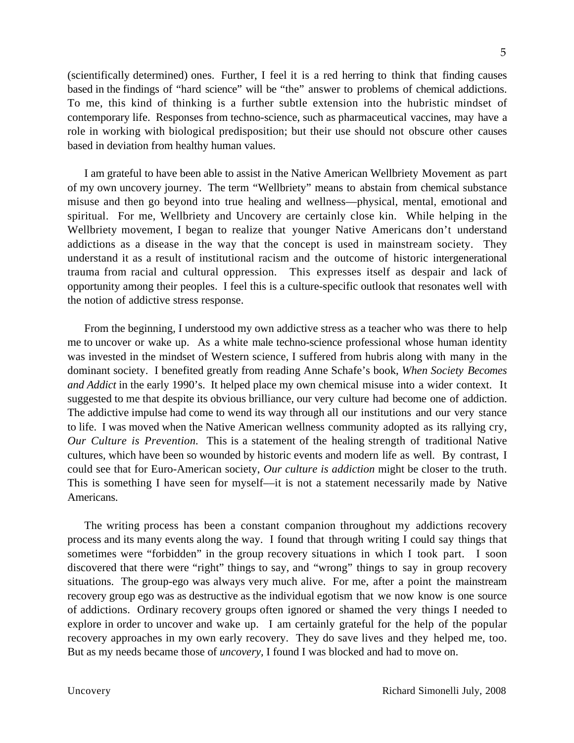(scientifically determined) ones. Further, I feel it is a red herring to think that finding causes based in the findings of "hard science" will be "the" answer to problems of chemical addictions. To me, this kind of thinking is a further subtle extension into the hubristic mindset of contemporary life. Responses from techno-science, such as pharmaceutical vaccines, may have a role in working with biological predisposition; but their use should not obscure other causes based in deviation from healthy human values.

I am grateful to have been able to assist in the Native American Wellbriety Movement as part of my own uncovery journey. The term "Wellbriety" means to abstain from chemical substance misuse and then go beyond into true healing and wellness—physical, mental, emotional and spiritual. For me, Wellbriety and Uncovery are certainly close kin. While helping in the Wellbriety movement, I began to realize that younger Native Americans don't understand addictions as a disease in the way that the concept is used in mainstream society. They understand it as a result of institutional racism and the outcome of historic intergenerational trauma from racial and cultural oppression. This expresses itself as despair and lack of opportunity among their peoples. I feel this is a culture-specific outlook that resonates well with the notion of addictive stress response.

From the beginning, I understood my own addictive stress as a teacher who was there to help me to uncover or wake up. As a white male techno-science professional whose human identity was invested in the mindset of Western science, I suffered from hubris along with many in the dominant society. I benefited greatly from reading Anne Schafe's book, *When Society Becomes and Addict* in the early 1990's. It helped place my own chemical misuse into a wider context. It suggested to me that despite its obvious brilliance, our very culture had become one of addiction. The addictive impulse had come to wend its way through all our institutions and our very stance to life. I was moved when the Native American wellness community adopted as its rallying cry, *Our Culture is Prevention.* This is a statement of the healing strength of traditional Native cultures, which have been so wounded by historic events and modern life as well. By contrast, I could see that for Euro-American society, *Our culture is addiction* might be closer to the truth. This is something I have seen for myself—it is not a statement necessarily made by Native Americans.

The writing process has been a constant companion throughout my addictions recovery process and its many events along the way. I found that through writing I could say things that sometimes were "forbidden" in the group recovery situations in which I took part. I soon discovered that there were "right" things to say, and "wrong" things to say in group recovery situations. The group-ego was always very much alive. For me, after a point the mainstream recovery group ego was as destructive as the individual egotism that we now know is one source of addictions. Ordinary recovery groups often ignored or shamed the very things I needed to explore in order to uncover and wake up. I am certainly grateful for the help of the popular recovery approaches in my own early recovery. They do save lives and they helped me, too. But as my needs became those of *uncovery*, I found I was blocked and had to move on.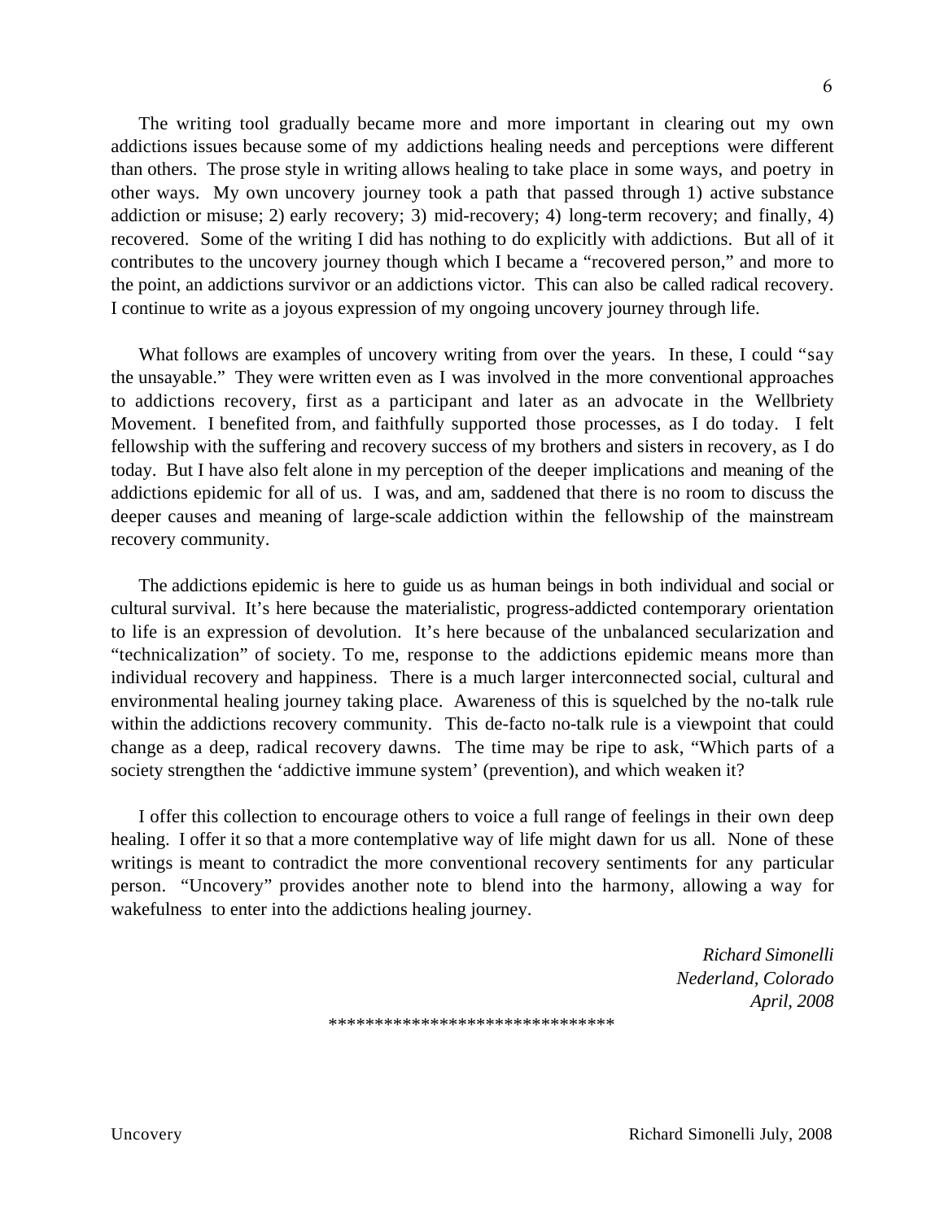The writing tool gradually became more and more important in clearing out my own addictions issues because some of my addictions healing needs and perceptions were different than others. The prose style in writing allows healing to take place in some ways, and poetry in other ways. My own uncovery journey took a path that passed through 1) active substance addiction or misuse; 2) early recovery; 3) mid-recovery; 4) long-term recovery; and finally, 4) recovered. Some of the writing I did has nothing to do explicitly with addictions. But all of it contributes to the uncovery journey though which I became a "recovered person," and more to the point, an addictions survivor or an addictions victor. This can also be called radical recovery. I continue to write as a joyous expression of my ongoing uncovery journey through life.

What follows are examples of uncovery writing from over the years. In these, I could "say the unsayable." They were written even as I was involved in the more conventional approaches to addictions recovery, first as a participant and later as an advocate in the Wellbriety Movement. I benefited from, and faithfully supported those processes, as I do today. I felt fellowship with the suffering and recovery success of my brothers and sisters in recovery, as I do today. But I have also felt alone in my perception of the deeper implications and meaning of the addictions epidemic for all of us. I was, and am, saddened that there is no room to discuss the deeper causes and meaning of large-scale addiction within the fellowship of the mainstream recovery community.

The addictions epidemic is here to guide us as human beings in both individual and social or cultural survival. It's here because the materialistic, progress-addicted contemporary orientation to life is an expression of devolution. It's here because of the unbalanced secularization and "technicalization" of society. To me, response to the addictions epidemic means more than individual recovery and happiness. There is a much larger interconnected social, cultural and environmental healing journey taking place. Awareness of this is squelched by the no-talk rule within the addictions recovery community. This de-facto no-talk rule is a viewpoint that could change as a deep, radical recovery dawns. The time may be ripe to ask, "Which parts of a society strengthen the 'addictive immune system' (prevention), and which weaken it?

I offer this collection to encourage others to voice a full range of feelings in their own deep healing. I offer it so that a more contemplative way of life might dawn for us all. None of these writings is meant to contradict the more conventional recovery sentiments for any particular person. "Uncovery" provides another note to blend into the harmony, allowing a way for wakefulness to enter into the addictions healing journey.

*Richard Simonelli*
*Nederland, Colorado*
*April, 2008*

*******************************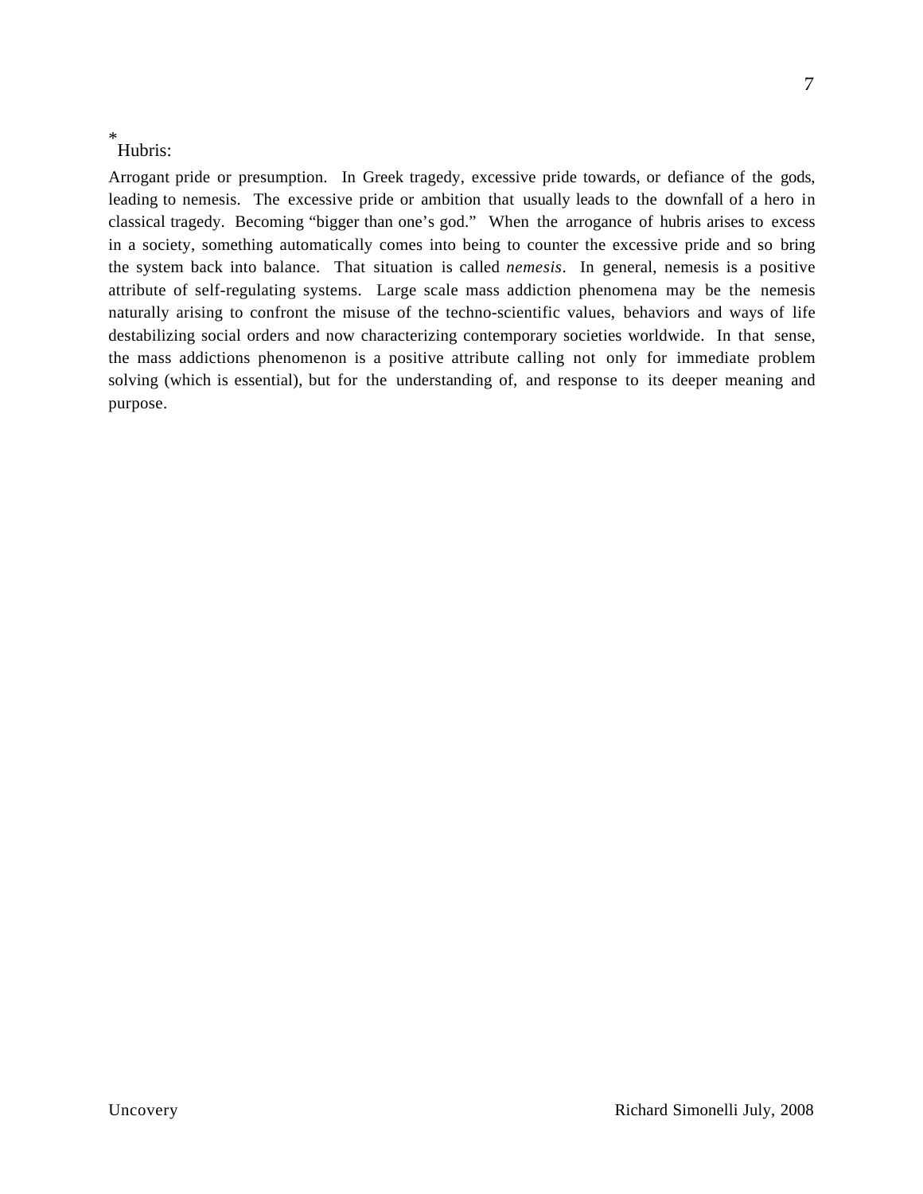*Hubris:

Arrogant pride or presumption. In Greek tragedy, excessive pride towards, or defiance of the gods, leading to nemesis. The excessive pride or ambition that usually leads to the downfall of a hero in classical tragedy. Becoming "bigger than one's god." When the arrogance of hubris arises to excess in a society, something automatically comes into being to counter the excessive pride and so bring the system back into balance. That situation is called *nemesis*. In general, nemesis is a positive attribute of self-regulating systems. Large scale mass addiction phenomena may be the nemesis naturally arising to confront the misuse of the techno-scientific values, behaviors and ways of life destabilizing social orders and now characterizing contemporary societies worldwide. In that sense, the mass addictions phenomenon is a positive attribute calling not only for immediate problem solving (which is essential), but for the understanding of, and response to its deeper meaning and purpose.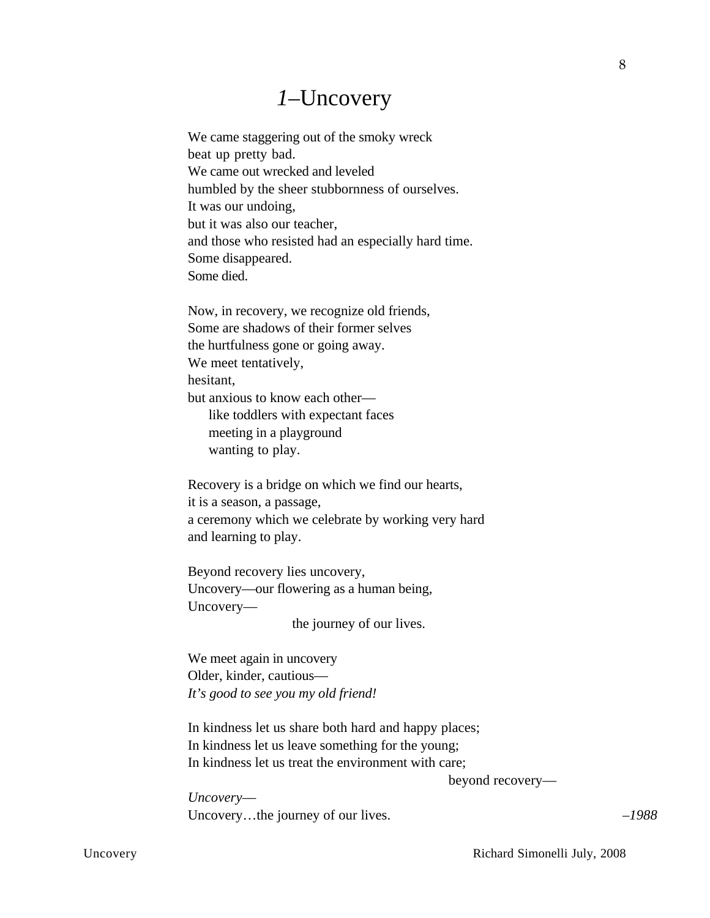# *1*–Uncovery

We came staggering out of the smoky wreck  
beat up pretty bad.  
We came out wrecked and leveled  
humbled by the sheer stubbornness of ourselves.  
It was our undoing,  
but it was also our teacher,  
and those who resisted had an especially hard time.  
Some disappeared.  
Some died.

Now, in recovery, we recognize old friends,  
Some are shadows of their former selves  
the hurtfulness gone or going away.  
We meet tentatively,  
hesitant,  
but anxious to know each other—  
&nbsp;&nbsp;&nbsp;&nbsp;like toddlers with expectant faces  
&nbsp;&nbsp;&nbsp;&nbsp;meeting in a playground  
&nbsp;&nbsp;&nbsp;&nbsp;wanting to play.

Recovery is a bridge on which we find our hearts,  
it is a season, a passage,  
a ceremony which we celebrate by working very hard  
and learning to play.

Beyond recovery lies uncovery,  
Uncovery—our flowering as a human being,  
Uncovery—  
&nbsp;&nbsp;&nbsp;&nbsp;&nbsp;&nbsp;&nbsp;&nbsp;&nbsp;&nbsp;&nbsp;&nbsp;&nbsp;&nbsp;&nbsp;&nbsp;the journey of our lives.

We meet again in uncovery  
Older, kinder, cautious—  
*It's good to see you my old friend!*

In kindness let us share both hard and happy places;  
In kindness let us leave something for the young;  
In kindness let us treat the environment with care;  
&nbsp;&nbsp;&nbsp;&nbsp;&nbsp;&nbsp;&nbsp;&nbsp;&nbsp;&nbsp;&nbsp;&nbsp;&nbsp;&nbsp;&nbsp;&nbsp;&nbsp;&nbsp;&nbsp;&nbsp;&nbsp;&nbsp;&nbsp;&nbsp;&nbsp;&nbsp;&nbsp;&nbsp;&nbsp;&nbsp;&nbsp;&nbsp;&nbsp;&nbsp;&nbsp;&nbsp;&nbsp;&nbsp;&nbsp;&nbsp;beyond recovery—  
*Uncovery*—  
Uncovery…the journey of our lives.

*–1988*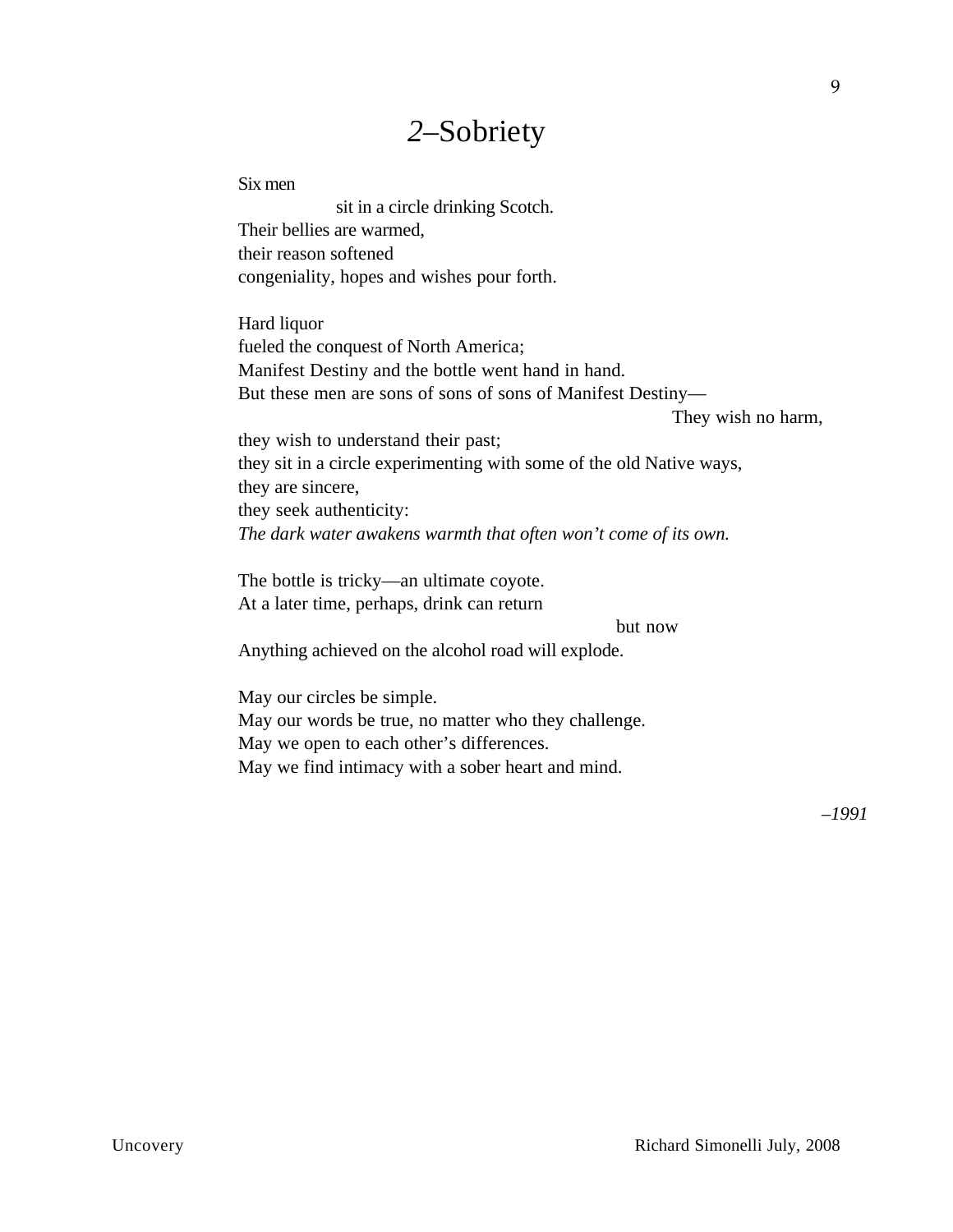# *2*–Sobriety

Six men
sit in a circle drinking Scotch.
Their bellies are warmed,
their reason softened
congeniality, hopes and wishes pour forth.

Hard liquor
fueled the conquest of North America;
Manifest Destiny and the bottle went hand in hand.
But these men are sons of sons of sons of Manifest Destiny—
They wish no harm,
they wish to understand their past;
they sit in a circle experimenting with some of the old Native ways,
they are sincere,
they seek authenticity:
*The dark water awakens warmth that often won't come of its own.*

The bottle is tricky—an ultimate coyote.
At a later time, perhaps, drink can return
but now
Anything achieved on the alcohol road will explode.

May our circles be simple.
May our words be true, no matter who they challenge.
May we open to each other's differences.
May we find intimacy with a sober heart and mind.

*–1991*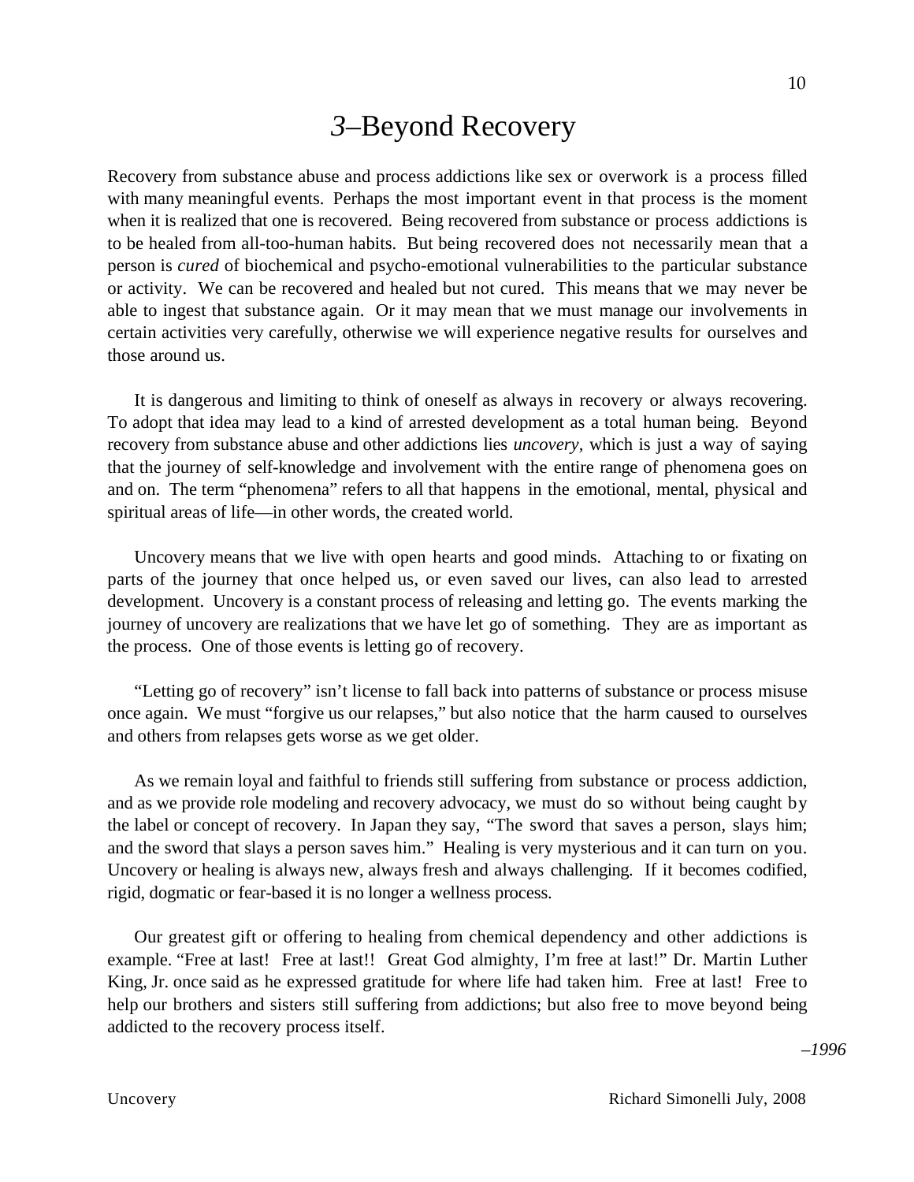# *3*–Beyond Recovery

Recovery from substance abuse and process addictions like sex or overwork is a process filled with many meaningful events. Perhaps the most important event in that process is the moment when it is realized that one is recovered. Being recovered from substance or process addictions is to be healed from all-too-human habits. But being recovered does not necessarily mean that a person is *cured* of biochemical and psycho-emotional vulnerabilities to the particular substance or activity. We can be recovered and healed but not cured. This means that we may never be able to ingest that substance again. Or it may mean that we must manage our involvements in certain activities very carefully, otherwise we will experience negative results for ourselves and those around us.

It is dangerous and limiting to think of oneself as always in recovery or always recovering. To adopt that idea may lead to a kind of arrested development as a total human being. Beyond recovery from substance abuse and other addictions lies *uncovery,* which is just a way of saying that the journey of self-knowledge and involvement with the entire range of phenomena goes on and on. The term "phenomena" refers to all that happens in the emotional, mental, physical and spiritual areas of life—in other words, the created world.

Uncovery means that we live with open hearts and good minds. Attaching to or fixating on parts of the journey that once helped us, or even saved our lives, can also lead to arrested development. Uncovery is a constant process of releasing and letting go. The events marking the journey of uncovery are realizations that we have let go of something. They are as important as the process. One of those events is letting go of recovery.

"Letting go of recovery" isn't license to fall back into patterns of substance or process misuse once again. We must "forgive us our relapses," but also notice that the harm caused to ourselves and others from relapses gets worse as we get older.

As we remain loyal and faithful to friends still suffering from substance or process addiction, and as we provide role modeling and recovery advocacy, we must do so without being caught by the label or concept of recovery. In Japan they say, "The sword that saves a person, slays him; and the sword that slays a person saves him." Healing is very mysterious and it can turn on you. Uncovery or healing is always new, always fresh and always challenging. If it becomes codified, rigid, dogmatic or fear-based it is no longer a wellness process.

Our greatest gift or offering to healing from chemical dependency and other addictions is example. "Free at last! Free at last!! Great God almighty, I'm free at last!" Dr. Martin Luther King, Jr. once said as he expressed gratitude for where life had taken him. Free at last! Free to help our brothers and sisters still suffering from addictions; but also free to move beyond being addicted to the recovery process itself.

*–1996*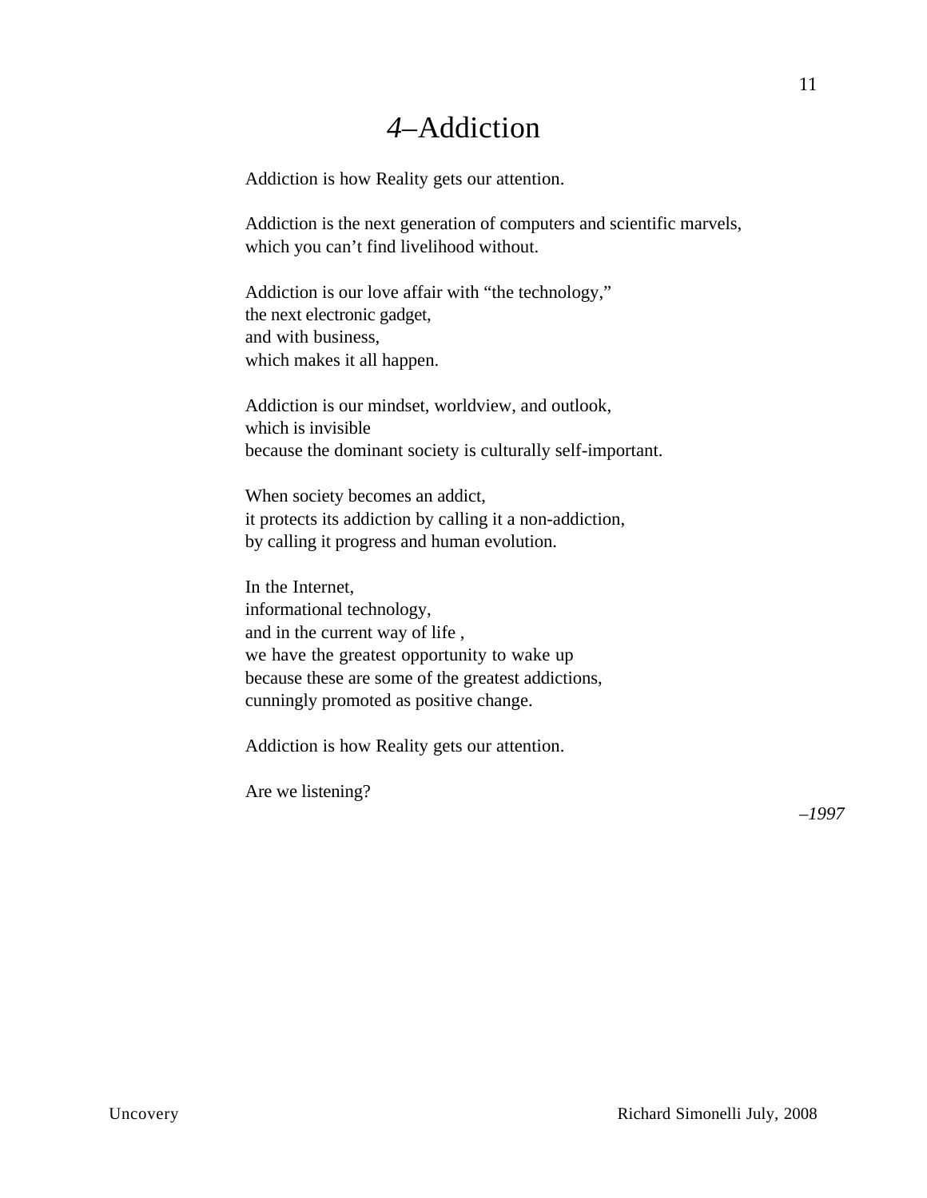# *4*–Addiction

Addiction is how Reality gets our attention.

Addiction is the next generation of computers and scientific marvels,  
which you can’t find livelihood without.

Addiction is our love affair with “the technology,”  
the next electronic gadget,  
and with business,  
which makes it all happen.

Addiction is our mindset, worldview, and outlook,  
which is invisible  
because the dominant society is culturally self-important.

When society becomes an addict,  
it protects its addiction by calling it a non-addiction,  
by calling it progress and human evolution.

In the Internet,  
informational technology,  
and in the current way of life ,  
we have the greatest opportunity to wake up  
because these are some of the greatest addictions,  
cunningly promoted as positive change.

Addiction is how Reality gets our attention.

Are we listening?

*–1997*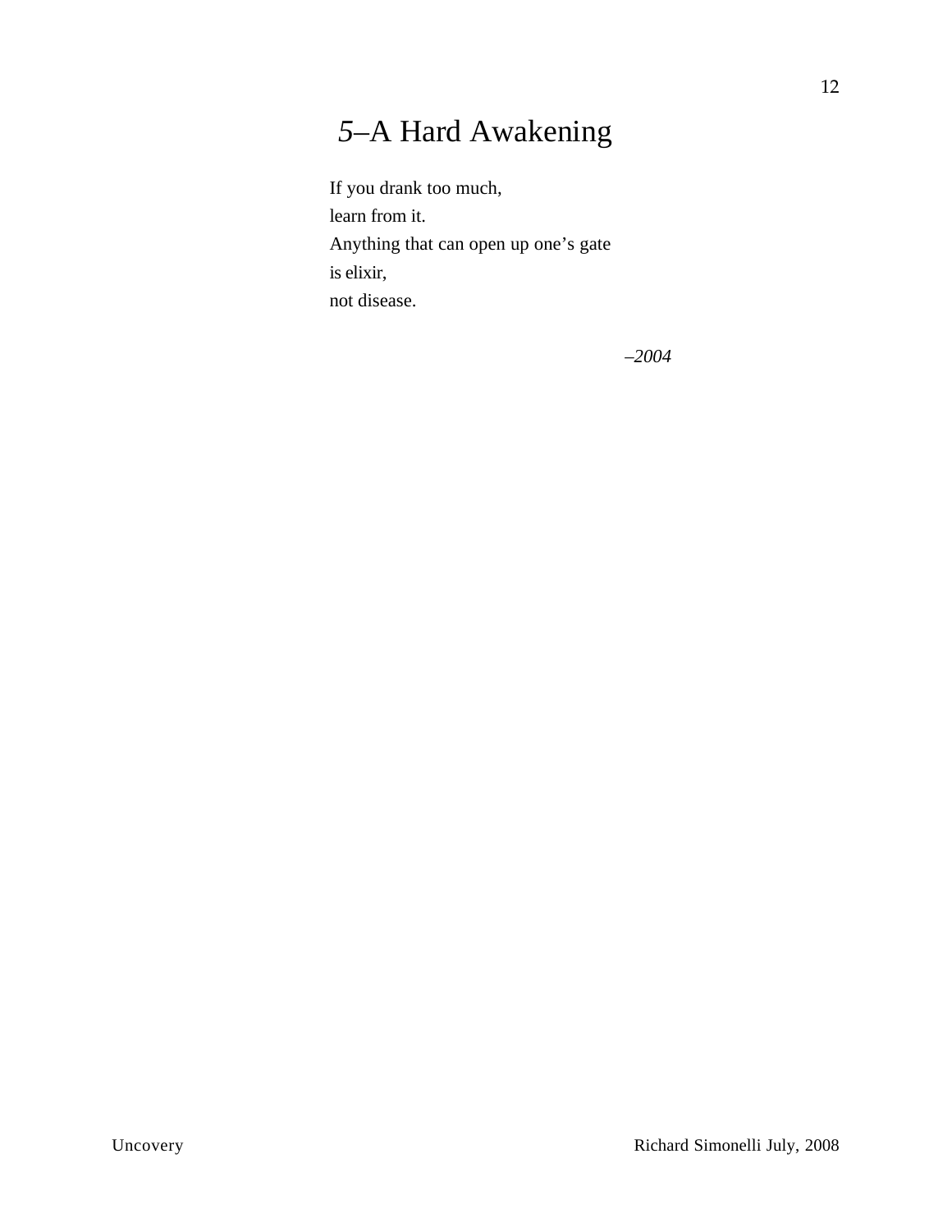# 5–A Hard Awakening

If you drank too much,
learn from it.
Anything that can open up one's gate
is elixir,
not disease.

*–2004*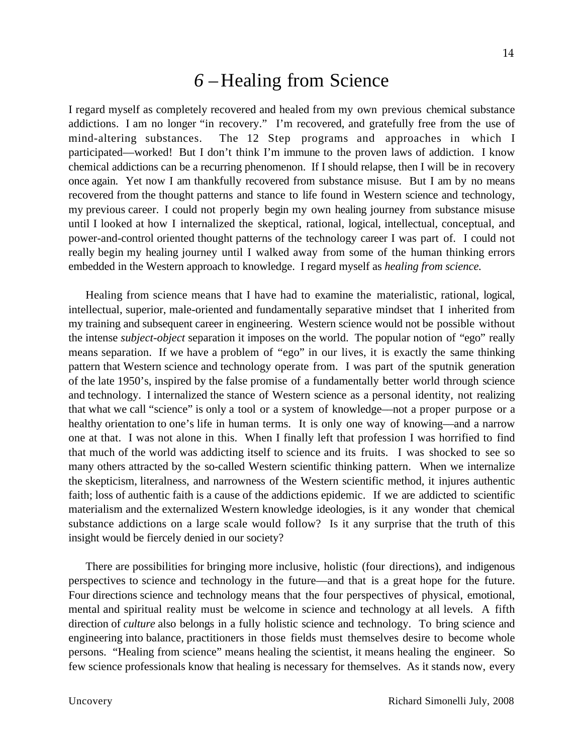# *6* – Healing from Science

I regard myself as completely recovered and healed from my own previous chemical substance addictions. I am no longer "in recovery." I'm recovered, and gratefully free from the use of mind-altering substances. The 12 Step programs and approaches in which I participated—worked! But I don't think I'm immune to the proven laws of addiction. I know chemical addictions can be a recurring phenomenon. If I should relapse, then I will be in recovery once again. Yet now I am thankfully recovered from substance misuse. But I am by no means recovered from the thought patterns and stance to life found in Western science and technology, my previous career. I could not properly begin my own healing journey from substance misuse until I looked at how I internalized the skeptical, rational, logical, intellectual, conceptual, and power-and-control oriented thought patterns of the technology career I was part of. I could not really begin my healing journey until I walked away from some of the human thinking errors embedded in the Western approach to knowledge. I regard myself as *healing from science.*

Healing from science means that I have had to examine the materialistic, rational, logical, intellectual, superior, male-oriented and fundamentally separative mindset that I inherited from my training and subsequent career in engineering. Western science would not be possible without the intense *subject-object* separation it imposes on the world. The popular notion of "ego" really means separation. If we have a problem of "ego" in our lives, it is exactly the same thinking pattern that Western science and technology operate from. I was part of the sputnik generation of the late 1950's, inspired by the false promise of a fundamentally better world through science and technology. I internalized the stance of Western science as a personal identity, not realizing that what we call "science" is only a tool or a system of knowledge—not a proper purpose or a healthy orientation to one's life in human terms. It is only one way of knowing—and a narrow one at that. I was not alone in this. When I finally left that profession I was horrified to find that much of the world was addicting itself to science and its fruits. I was shocked to see so many others attracted by the so-called Western scientific thinking pattern. When we internalize the skepticism, literalness, and narrowness of the Western scientific method, it injures authentic faith; loss of authentic faith is a cause of the addictions epidemic. If we are addicted to scientific materialism and the externalized Western knowledge ideologies, is it any wonder that chemical substance addictions on a large scale would follow? Is it any surprise that the truth of this insight would be fiercely denied in our society?

There are possibilities for bringing more inclusive, holistic (four directions), and indigenous perspectives to science and technology in the future—and that is a great hope for the future. Four directions science and technology means that the four perspectives of physical, emotional, mental and spiritual reality must be welcome in science and technology at all levels. A fifth direction of *culture* also belongs in a fully holistic science and technology. To bring science and engineering into balance, practitioners in those fields must themselves desire to become whole persons. "Healing from science" means healing the scientist, it means healing the engineer. So few science professionals know that healing is necessary for themselves. As it stands now, every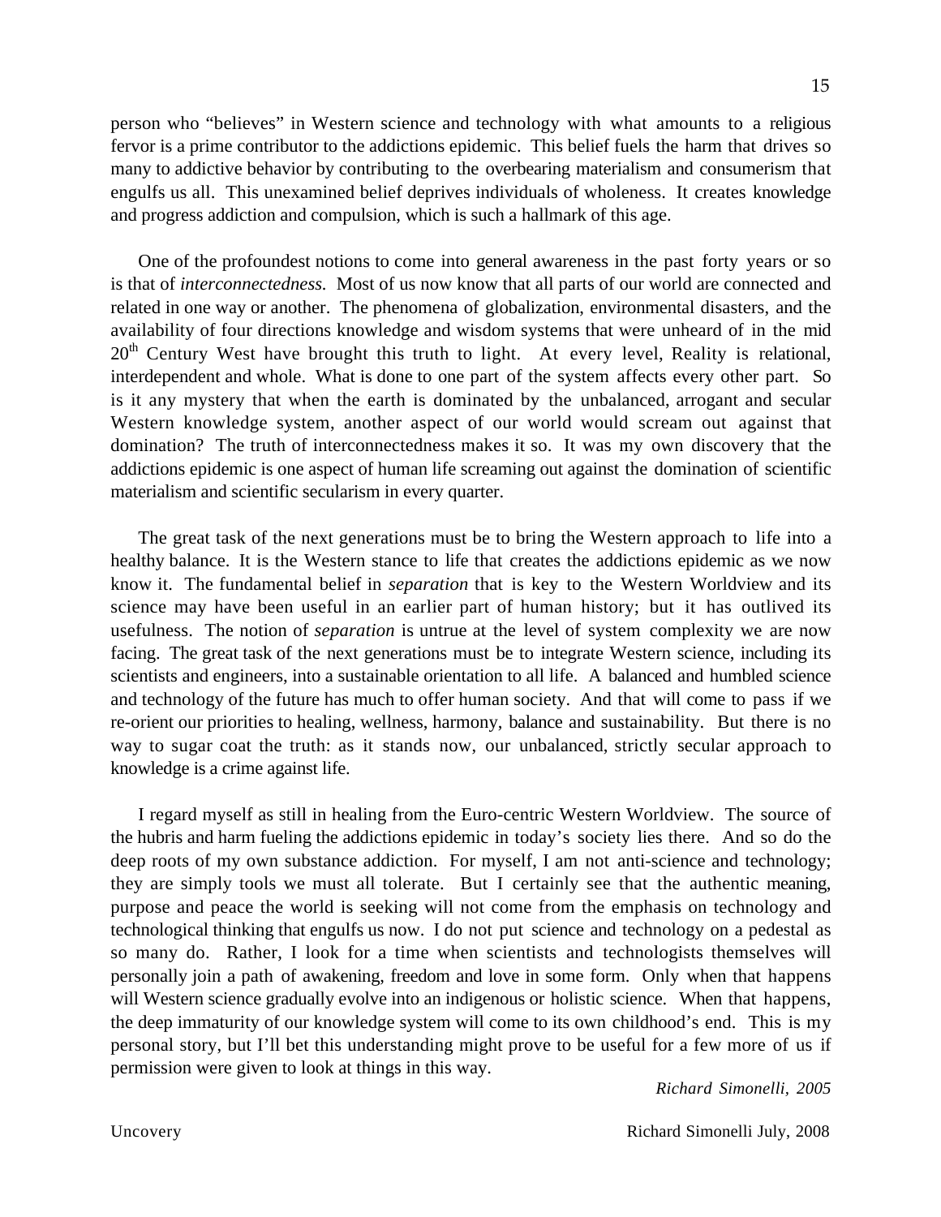person who "believes" in Western science and technology with what amounts to a religious fervor is a prime contributor to the addictions epidemic. This belief fuels the harm that drives so many to addictive behavior by contributing to the overbearing materialism and consumerism that engulfs us all. This unexamined belief deprives individuals of wholeness. It creates knowledge and progress addiction and compulsion, which is such a hallmark of this age.

One of the profoundest notions to come into general awareness in the past forty years or so is that of *interconnectedness.* Most of us now know that all parts of our world are connected and related in one way or another. The phenomena of globalization, environmental disasters, and the availability of four directions knowledge and wisdom systems that were unheard of in the mid 20th Century West have brought this truth to light. At every level, Reality is relational, interdependent and whole. What is done to one part of the system affects every other part. So is it any mystery that when the earth is dominated by the unbalanced, arrogant and secular Western knowledge system, another aspect of our world would scream out against that domination? The truth of interconnectedness makes it so. It was my own discovery that the addictions epidemic is one aspect of human life screaming out against the domination of scientific materialism and scientific secularism in every quarter.

The great task of the next generations must be to bring the Western approach to life into a healthy balance. It is the Western stance to life that creates the addictions epidemic as we now know it. The fundamental belief in *separation* that is key to the Western Worldview and its science may have been useful in an earlier part of human history; but it has outlived its usefulness. The notion of *separation* is untrue at the level of system complexity we are now facing. The great task of the next generations must be to integrate Western science, including its scientists and engineers, into a sustainable orientation to all life. A balanced and humbled science and technology of the future has much to offer human society. And that will come to pass if we re-orient our priorities to healing, wellness, harmony, balance and sustainability. But there is no way to sugar coat the truth: as it stands now, our unbalanced, strictly secular approach to knowledge is a crime against life.

I regard myself as still in healing from the Euro-centric Western Worldview. The source of the hubris and harm fueling the addictions epidemic in today's society lies there. And so do the deep roots of my own substance addiction. For myself, I am not anti-science and technology; they are simply tools we must all tolerate. But I certainly see that the authentic meaning, purpose and peace the world is seeking will not come from the emphasis on technology and technological thinking that engulfs us now. I do not put science and technology on a pedestal as so many do. Rather, I look for a time when scientists and technologists themselves will personally join a path of awakening, freedom and love in some form. Only when that happens will Western science gradually evolve into an indigenous or holistic science. When that happens, the deep immaturity of our knowledge system will come to its own childhood's end. This is my personal story, but I'll bet this understanding might prove to be useful for a few more of us if permission were given to look at things in this way.

*Richard Simonelli, 2005*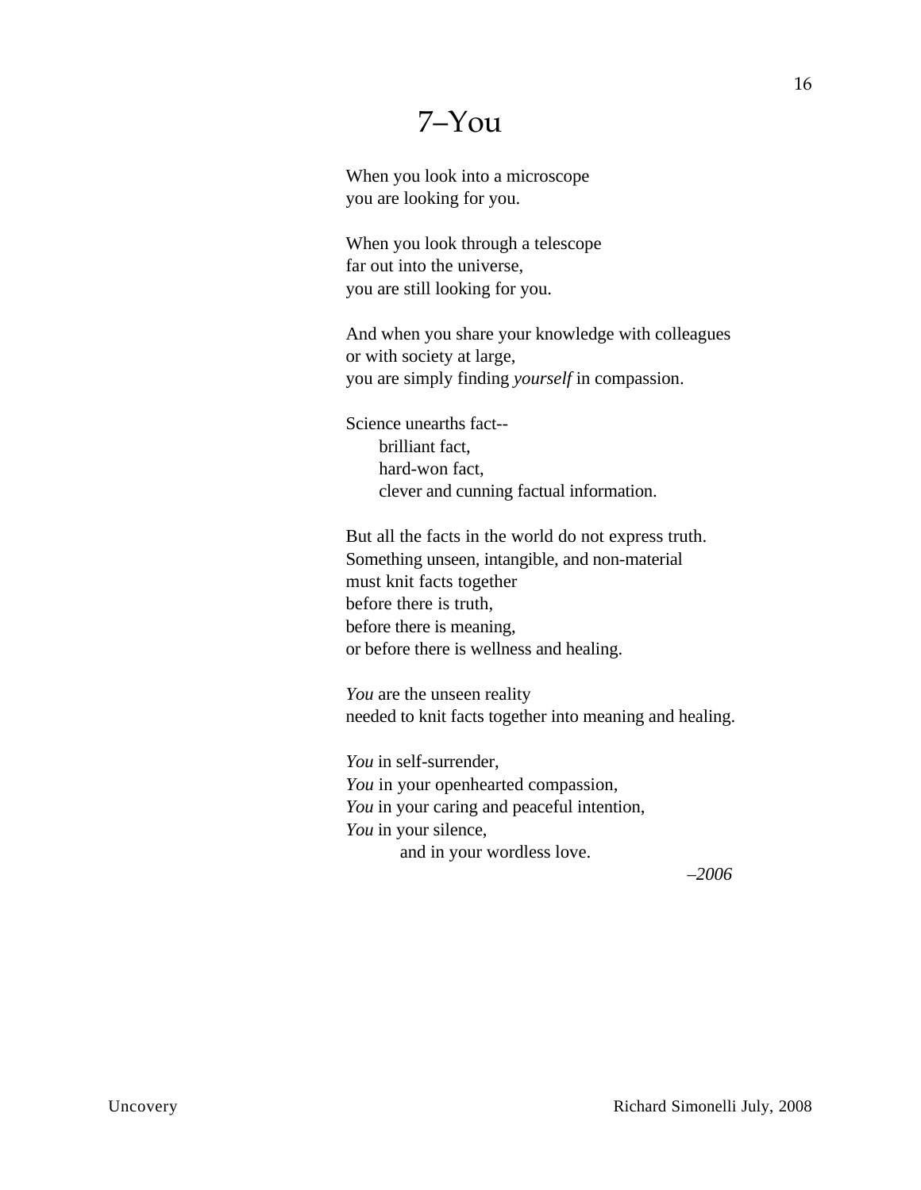# 7–You

When you look into a microscope
you are looking for you.

When you look through a telescope
far out into the universe,
you are still looking for you.

And when you share your knowledge with colleagues
or with society at large,
you are simply finding *yourself* in compassion.

Science unearths fact--
    brilliant fact,
    hard-won fact,
    clever and cunning factual information.

But all the facts in the world do not express truth.
Something unseen, intangible, and non-material
must knit facts together
before there is truth,
before there is meaning,
or before there is wellness and healing.

*You* are the unseen reality
needed to knit facts together into meaning and healing.

*You* in self-surrender,
*You* in your openhearted compassion,
*You* in your caring and peaceful intention,
*You* in your silence,
      and in your wordless love.

*–2006*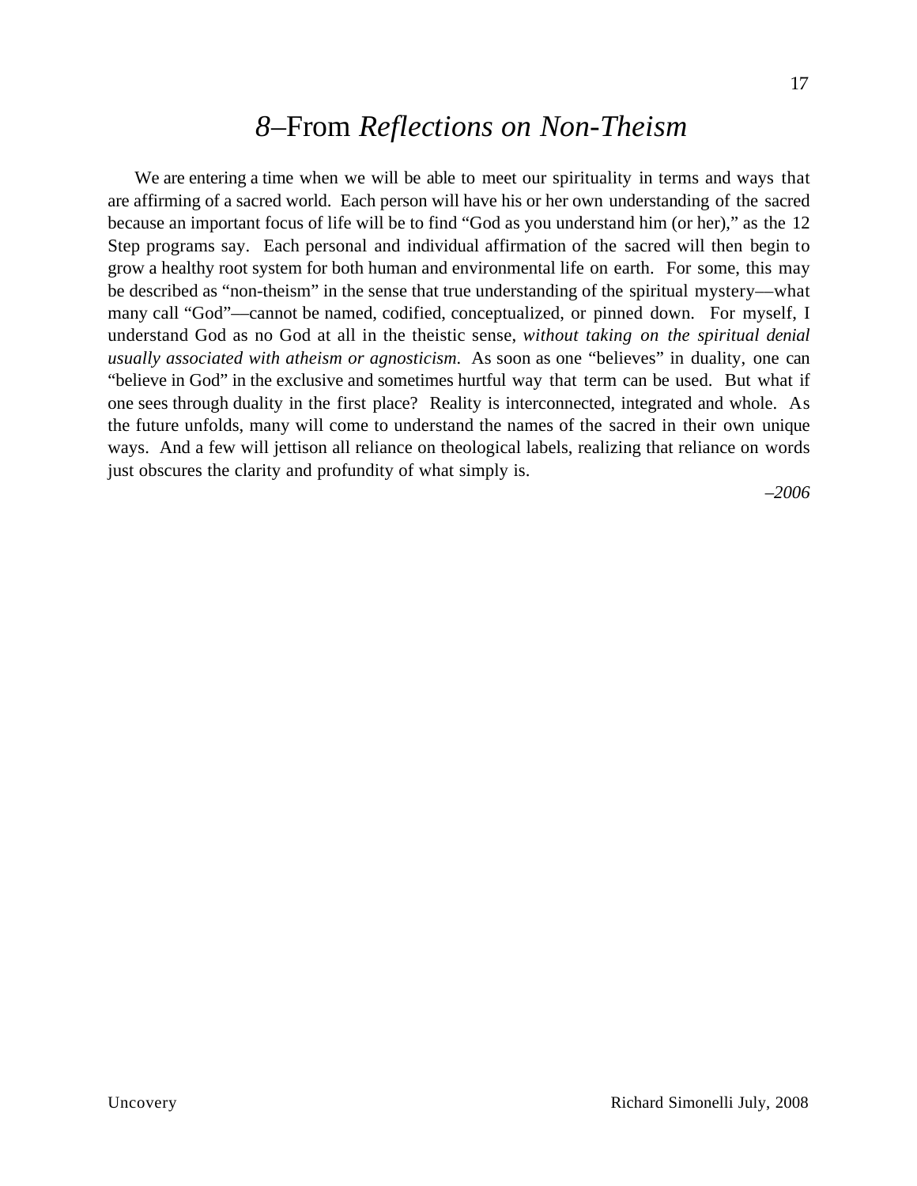# *8*–From *Reflections on Non-Theism*

We are entering a time when we will be able to meet our spirituality in terms and ways that are affirming of a sacred world. Each person will have his or her own understanding of the sacred because an important focus of life will be to find "God as you understand him (or her)," as the 12 Step programs say. Each personal and individual affirmation of the sacred will then begin to grow a healthy root system for both human and environmental life on earth. For some, this may be described as "non-theism" in the sense that true understanding of the spiritual mystery—what many call "God"—cannot be named, codified, conceptualized, or pinned down. For myself, I understand God as no God at all in the theistic sense, *without taking on the spiritual denial usually associated with atheism or agnosticism.* As soon as one "believes" in duality, one can "believe in God" in the exclusive and sometimes hurtful way that term can be used. But what if one sees through duality in the first place? Reality is interconnected, integrated and whole. As the future unfolds, many will come to understand the names of the sacred in their own unique ways. And a few will jettison all reliance on theological labels, realizing that reliance on words just obscures the clarity and profundity of what simply is.

*–2006*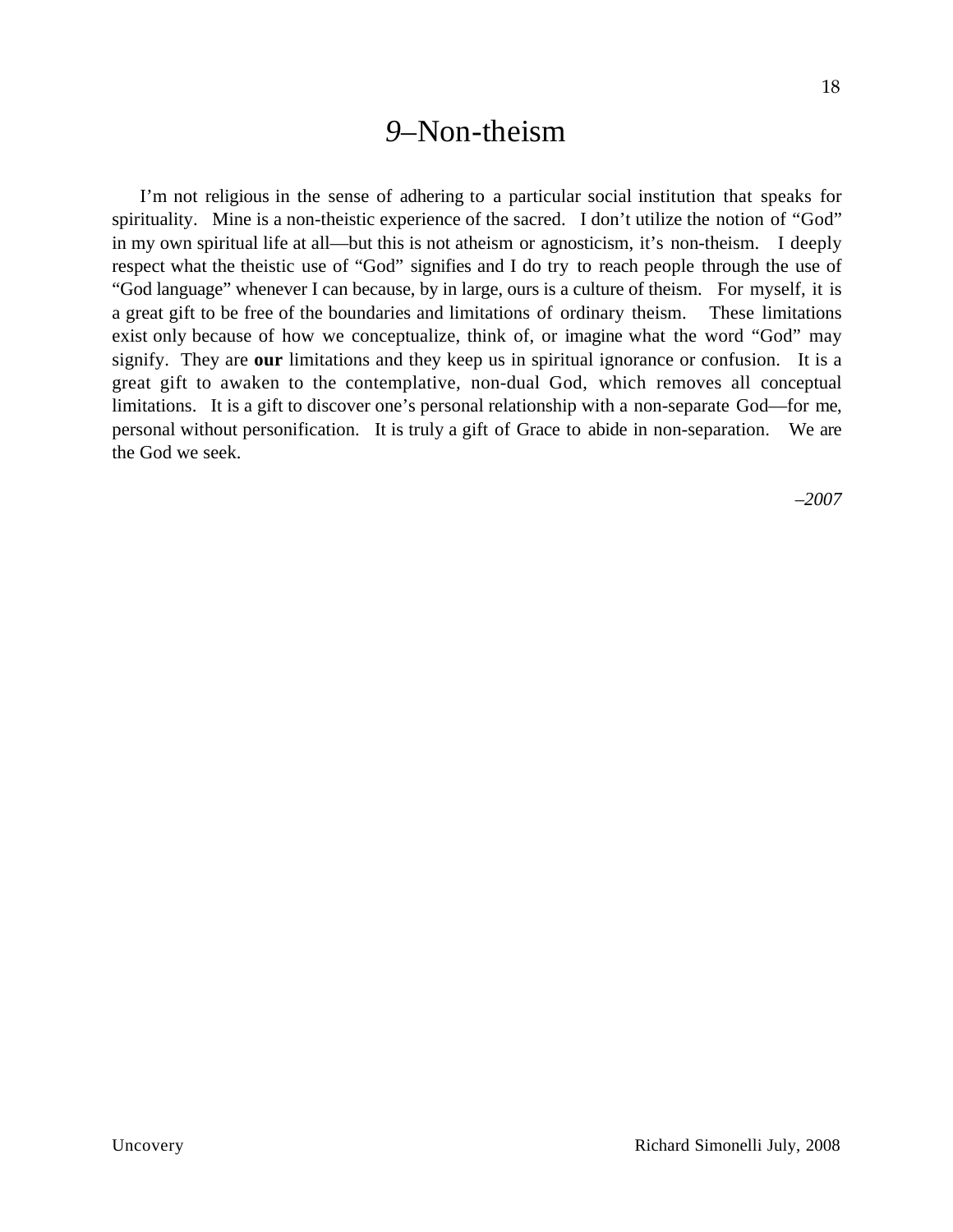# *9*–Non-theism

I'm not religious in the sense of adhering to a particular social institution that speaks for spirituality. Mine is a non-theistic experience of the sacred. I don't utilize the notion of "God" in my own spiritual life at all—but this is not atheism or agnosticism, it's non-theism. I deeply respect what the theistic use of "God" signifies and I do try to reach people through the use of "God language" whenever I can because, by in large, ours is a culture of theism. For myself, it is a great gift to be free of the boundaries and limitations of ordinary theism. These limitations exist only because of how we conceptualize, think of, or imagine what the word "God" may signify. They are **our** limitations and they keep us in spiritual ignorance or confusion. It is a great gift to awaken to the contemplative, non-dual God, which removes all conceptual limitations. It is a gift to discover one's personal relationship with a non-separate God—for me, personal without personification. It is truly a gift of Grace to abide in non-separation. We are the God we seek.

*–2007*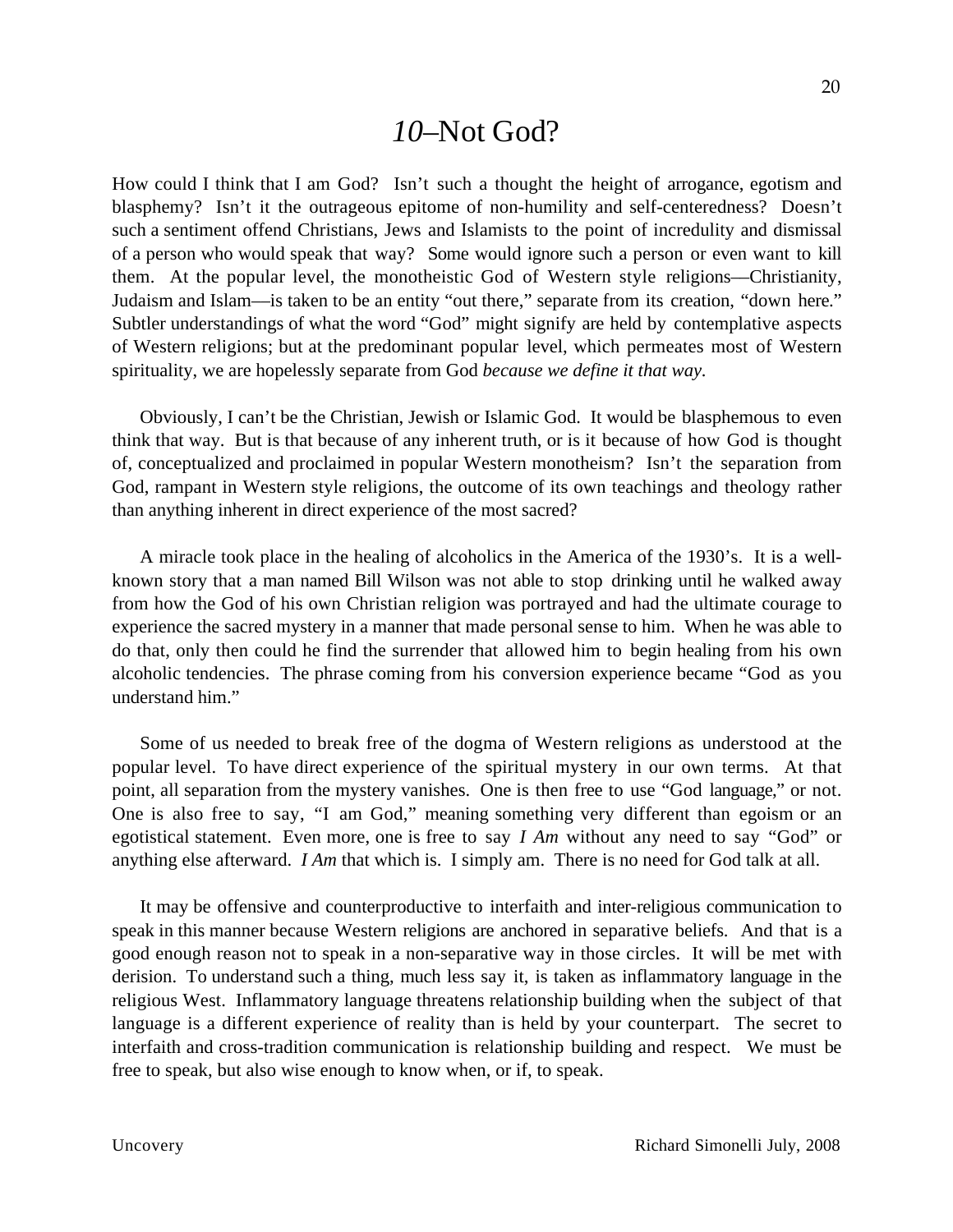# *10*–Not God?

How could I think that I am God? Isn't such a thought the height of arrogance, egotism and blasphemy? Isn't it the outrageous epitome of non-humility and self-centeredness? Doesn't such a sentiment offend Christians, Jews and Islamists to the point of incredulity and dismissal of a person who would speak that way? Some would ignore such a person or even want to kill them. At the popular level, the monotheistic God of Western style religions—Christianity, Judaism and Islam—is taken to be an entity "out there," separate from its creation, "down here." Subtler understandings of what the word "God" might signify are held by contemplative aspects of Western religions; but at the predominant popular level, which permeates most of Western spirituality, we are hopelessly separate from God *because we define it that way.*

Obviously, I can't be the Christian, Jewish or Islamic God. It would be blasphemous to even think that way. But is that because of any inherent truth, or is it because of how God is thought of, conceptualized and proclaimed in popular Western monotheism? Isn't the separation from God, rampant in Western style religions, the outcome of its own teachings and theology rather than anything inherent in direct experience of the most sacred?

A miracle took place in the healing of alcoholics in the America of the 1930's. It is a well-known story that a man named Bill Wilson was not able to stop drinking until he walked away from how the God of his own Christian religion was portrayed and had the ultimate courage to experience the sacred mystery in a manner that made personal sense to him. When he was able to do that, only then could he find the surrender that allowed him to begin healing from his own alcoholic tendencies. The phrase coming from his conversion experience became "God as you understand him."

Some of us needed to break free of the dogma of Western religions as understood at the popular level. To have direct experience of the spiritual mystery in our own terms. At that point, all separation from the mystery vanishes. One is then free to use "God language," or not. One is also free to say, "I am God," meaning something very different than egoism or an egotistical statement. Even more, one is free to say *I Am* without any need to say "God" or anything else afterward. *I Am* that which is. I simply am. There is no need for God talk at all.

It may be offensive and counterproductive to interfaith and inter-religious communication to speak in this manner because Western religions are anchored in separative beliefs. And that is a good enough reason not to speak in a non-separative way in those circles. It will be met with derision. To understand such a thing, much less say it, is taken as inflammatory language in the religious West. Inflammatory language threatens relationship building when the subject of that language is a different experience of reality than is held by your counterpart. The secret to interfaith and cross-tradition communication is relationship building and respect. We must be free to speak, but also wise enough to know when, or if, to speak.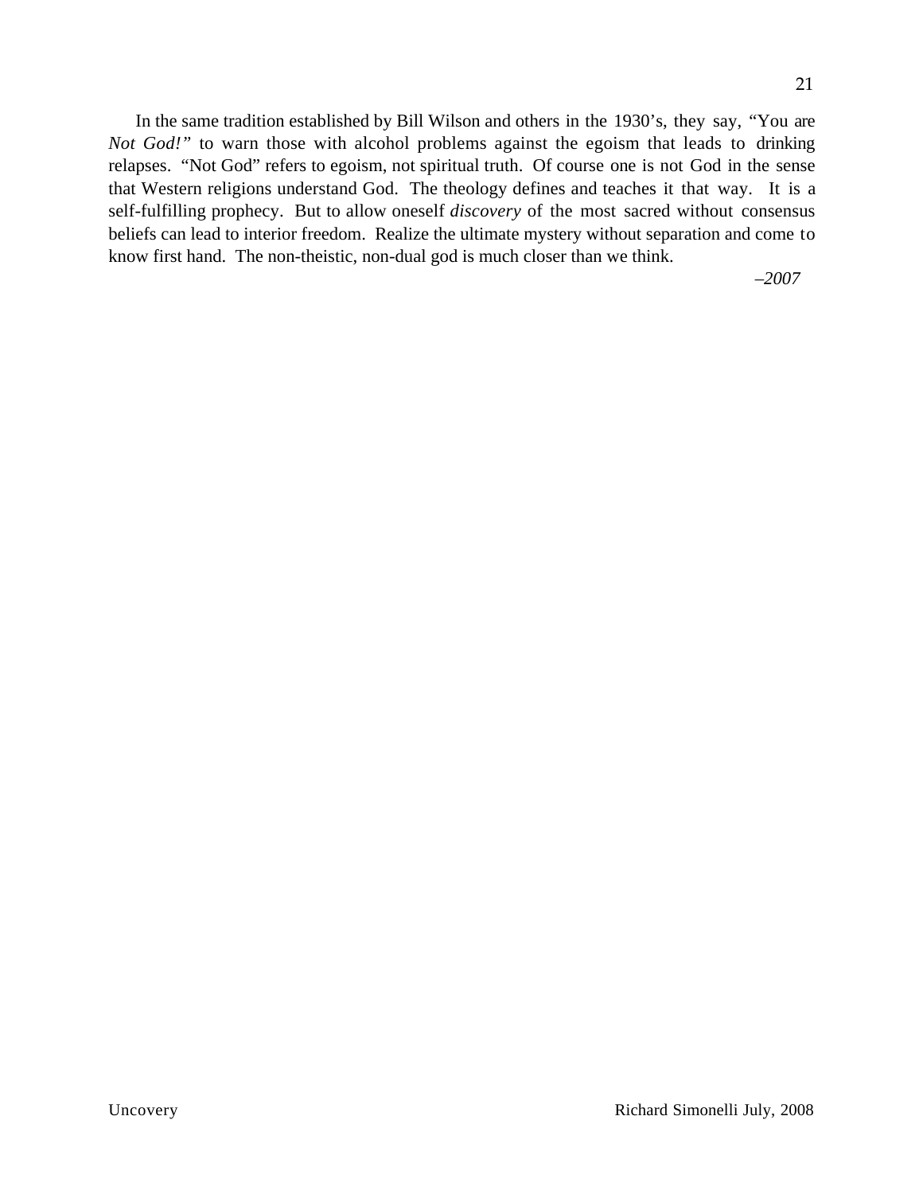In the same tradition established by Bill Wilson and others in the 1930's, they say, "You are *Not God!"* to warn those with alcohol problems against the egoism that leads to drinking relapses. "Not God" refers to egoism, not spiritual truth. Of course one is not God in the sense that Western religions understand God. The theology defines and teaches it that way. It is a self-fulfilling prophecy. But to allow oneself *discovery* of the most sacred without consensus beliefs can lead to interior freedom. Realize the ultimate mystery without separation and come to know first hand. The non-theistic, non-dual god is much closer than we think.

*–2007*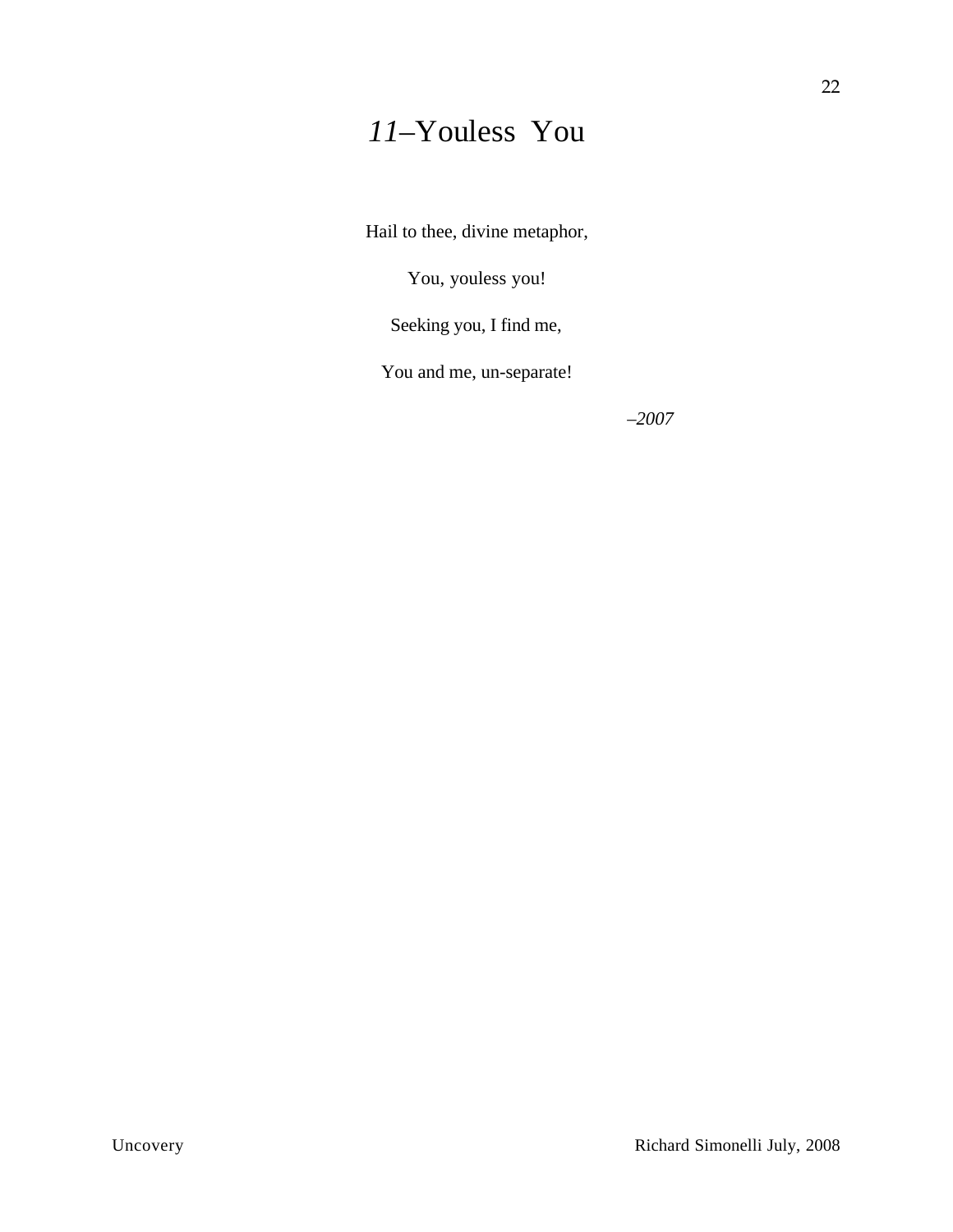# *11*–Youless You

Hail to thee, divine metaphor,

You, youless you!

Seeking you, I find me,

You and me, un-separate!

*–2007*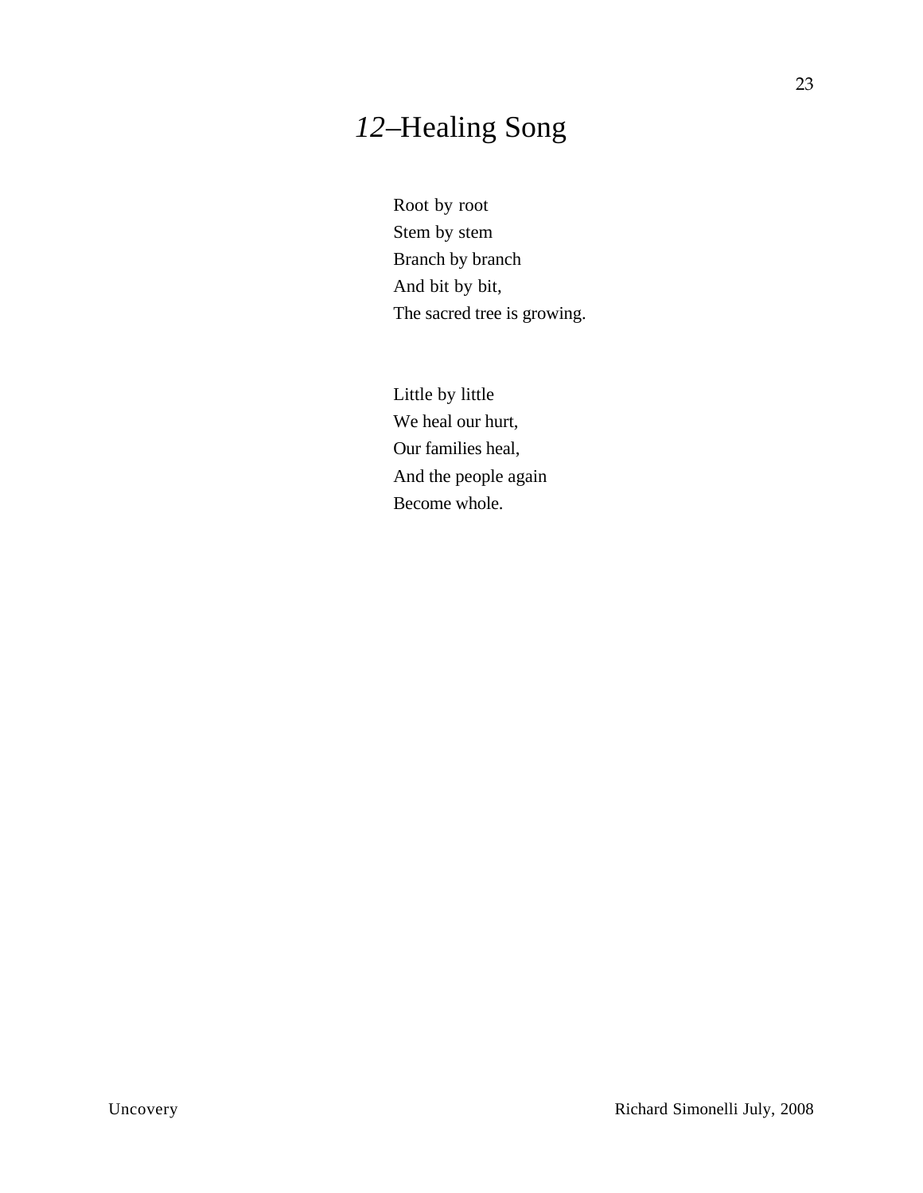# *12*–Healing Song

Root by root
Stem by stem
Branch by branch
And bit by bit,
The sacred tree is growing.

Little by little
We heal our hurt,
Our families heal,
And the people again
Become whole.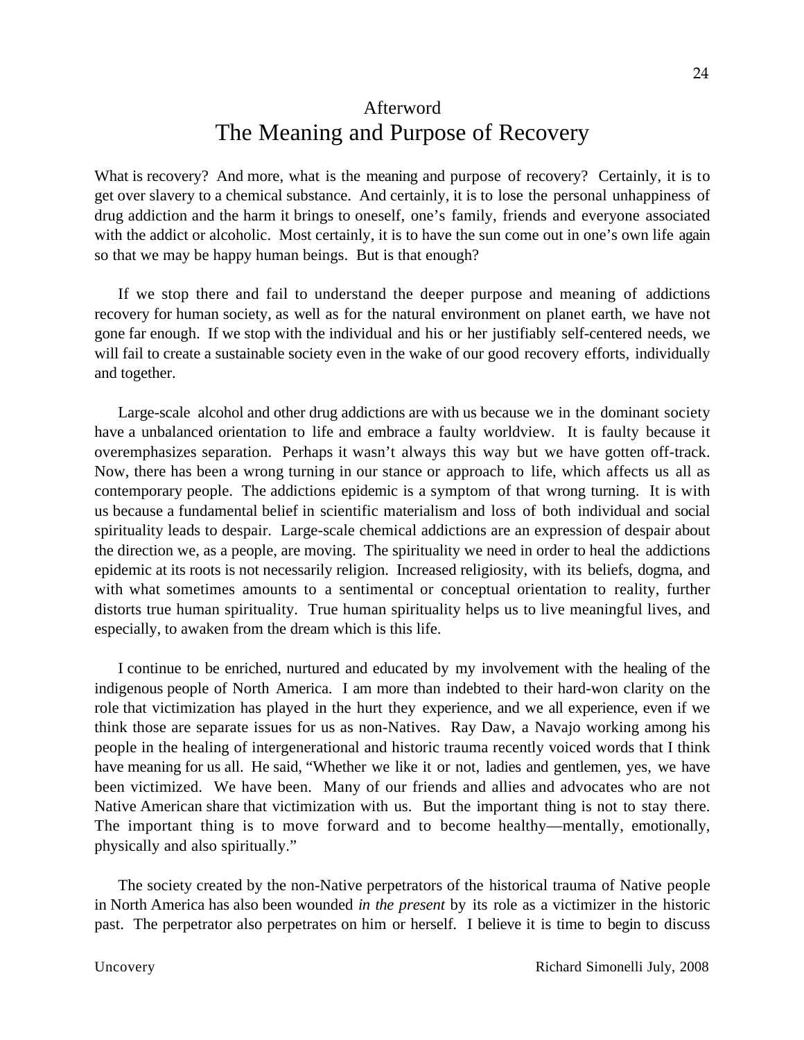# Afterword
## The Meaning and Purpose of Recovery

What is recovery? And more, what is the meaning and purpose of recovery? Certainly, it is to get over slavery to a chemical substance. And certainly, it is to lose the personal unhappiness of drug addiction and the harm it brings to oneself, one's family, friends and everyone associated with the addict or alcoholic. Most certainly, it is to have the sun come out in one's own life again so that we may be happy human beings. But is that enough?

If we stop there and fail to understand the deeper purpose and meaning of addictions recovery for human society, as well as for the natural environment on planet earth, we have not gone far enough. If we stop with the individual and his or her justifiably self-centered needs, we will fail to create a sustainable society even in the wake of our good recovery efforts, individually and together.

Large-scale alcohol and other drug addictions are with us because we in the dominant society have a unbalanced orientation to life and embrace a faulty worldview. It is faulty because it overemphasizes separation. Perhaps it wasn't always this way but we have gotten off-track. Now, there has been a wrong turning in our stance or approach to life, which affects us all as contemporary people. The addictions epidemic is a symptom of that wrong turning. It is with us because a fundamental belief in scientific materialism and loss of both individual and social spirituality leads to despair. Large-scale chemical addictions are an expression of despair about the direction we, as a people, are moving. The spirituality we need in order to heal the addictions epidemic at its roots is not necessarily religion. Increased religiosity, with its beliefs, dogma, and with what sometimes amounts to a sentimental or conceptual orientation to reality, further distorts true human spirituality. True human spirituality helps us to live meaningful lives, and especially, to awaken from the dream which is this life.

I continue to be enriched, nurtured and educated by my involvement with the healing of the indigenous people of North America. I am more than indebted to their hard-won clarity on the role that victimization has played in the hurt they experience, and we all experience, even if we think those are separate issues for us as non-Natives. Ray Daw, a Navajo working among his people in the healing of intergenerational and historic trauma recently voiced words that I think have meaning for us all. He said, "Whether we like it or not, ladies and gentlemen, yes, we have been victimized. We have been. Many of our friends and allies and advocates who are not Native American share that victimization with us. But the important thing is not to stay there. The important thing is to move forward and to become healthy—mentally, emotionally, physically and also spiritually."

The society created by the non-Native perpetrators of the historical trauma of Native people in North America has also been wounded *in the present* by its role as a victimizer in the historic past. The perpetrator also perpetrates on him or herself. I believe it is time to begin to discuss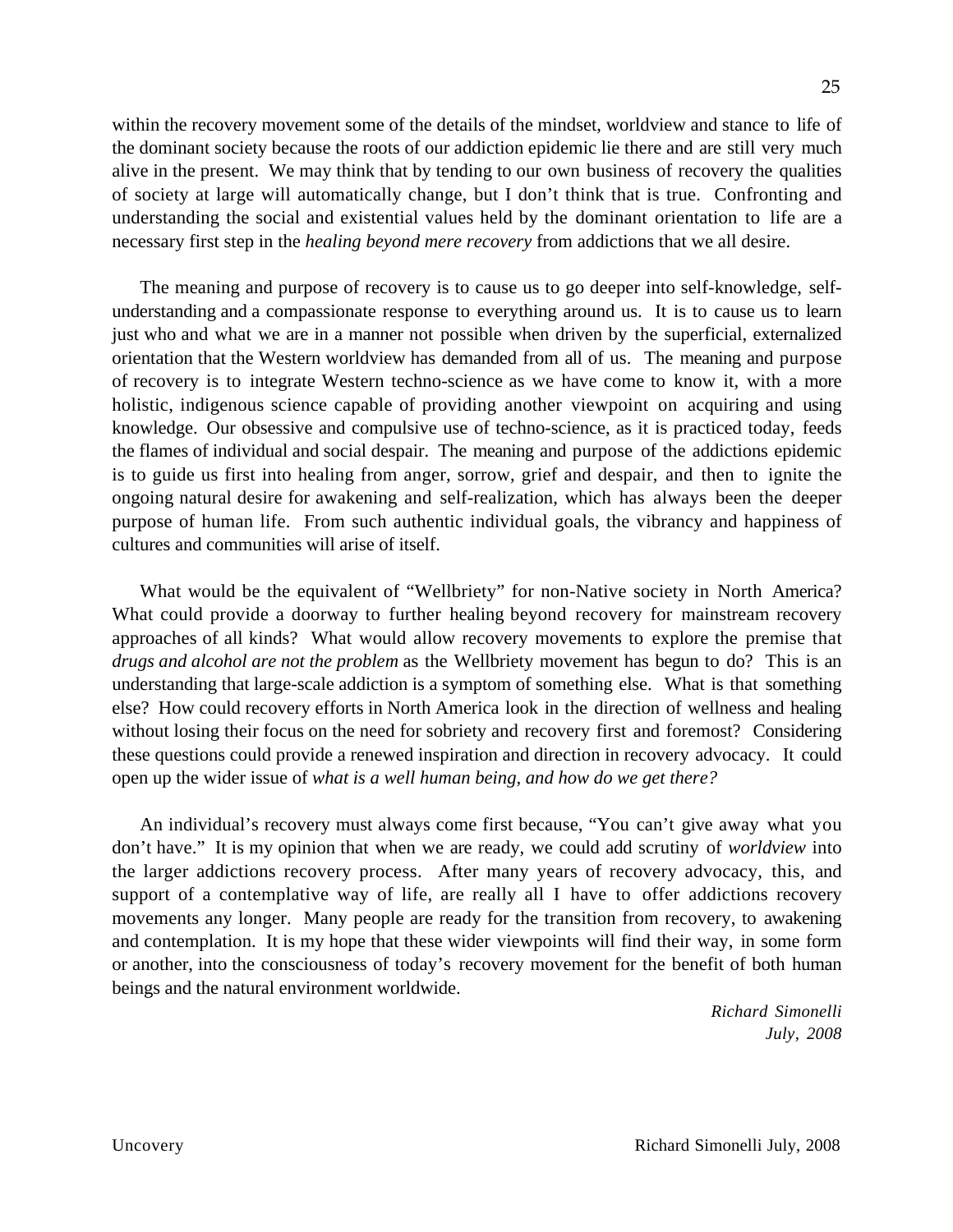within the recovery movement some of the details of the mindset, worldview and stance to life of the dominant society because the roots of our addiction epidemic lie there and are still very much alive in the present. We may think that by tending to our own business of recovery the qualities of society at large will automatically change, but I don't think that is true. Confronting and understanding the social and existential values held by the dominant orientation to life are a necessary first step in the *healing beyond mere recovery* from addictions that we all desire.

The meaning and purpose of recovery is to cause us to go deeper into self-knowledge, self-understanding and a compassionate response to everything around us. It is to cause us to learn just who and what we are in a manner not possible when driven by the superficial, externalized orientation that the Western worldview has demanded from all of us. The meaning and purpose of recovery is to integrate Western techno-science as we have come to know it, with a more holistic, indigenous science capable of providing another viewpoint on acquiring and using knowledge. Our obsessive and compulsive use of techno-science, as it is practiced today, feeds the flames of individual and social despair. The meaning and purpose of the addictions epidemic is to guide us first into healing from anger, sorrow, grief and despair, and then to ignite the ongoing natural desire for awakening and self-realization, which has always been the deeper purpose of human life. From such authentic individual goals, the vibrancy and happiness of cultures and communities will arise of itself.

What would be the equivalent of "Wellbriety" for non-Native society in North America? What could provide a doorway to further healing beyond recovery for mainstream recovery approaches of all kinds? What would allow recovery movements to explore the premise that *drugs and alcohol are not the problem* as the Wellbriety movement has begun to do? This is an understanding that large-scale addiction is a symptom of something else. What is that something else? How could recovery efforts in North America look in the direction of wellness and healing without losing their focus on the need for sobriety and recovery first and foremost? Considering these questions could provide a renewed inspiration and direction in recovery advocacy. It could open up the wider issue of *what is a well human being, and how do we get there?*

An individual's recovery must always come first because, "You can't give away what you don't have." It is my opinion that when we are ready, we could add scrutiny of *worldview* into the larger addictions recovery process. After many years of recovery advocacy, this, and support of a contemplative way of life, are really all I have to offer addictions recovery movements any longer. Many people are ready for the transition from recovery, to awakening and contemplation. It is my hope that these wider viewpoints will find their way, in some form or another, into the consciousness of today's recovery movement for the benefit of both human beings and the natural environment worldwide.

*Richard Simonelli*
*July, 2008*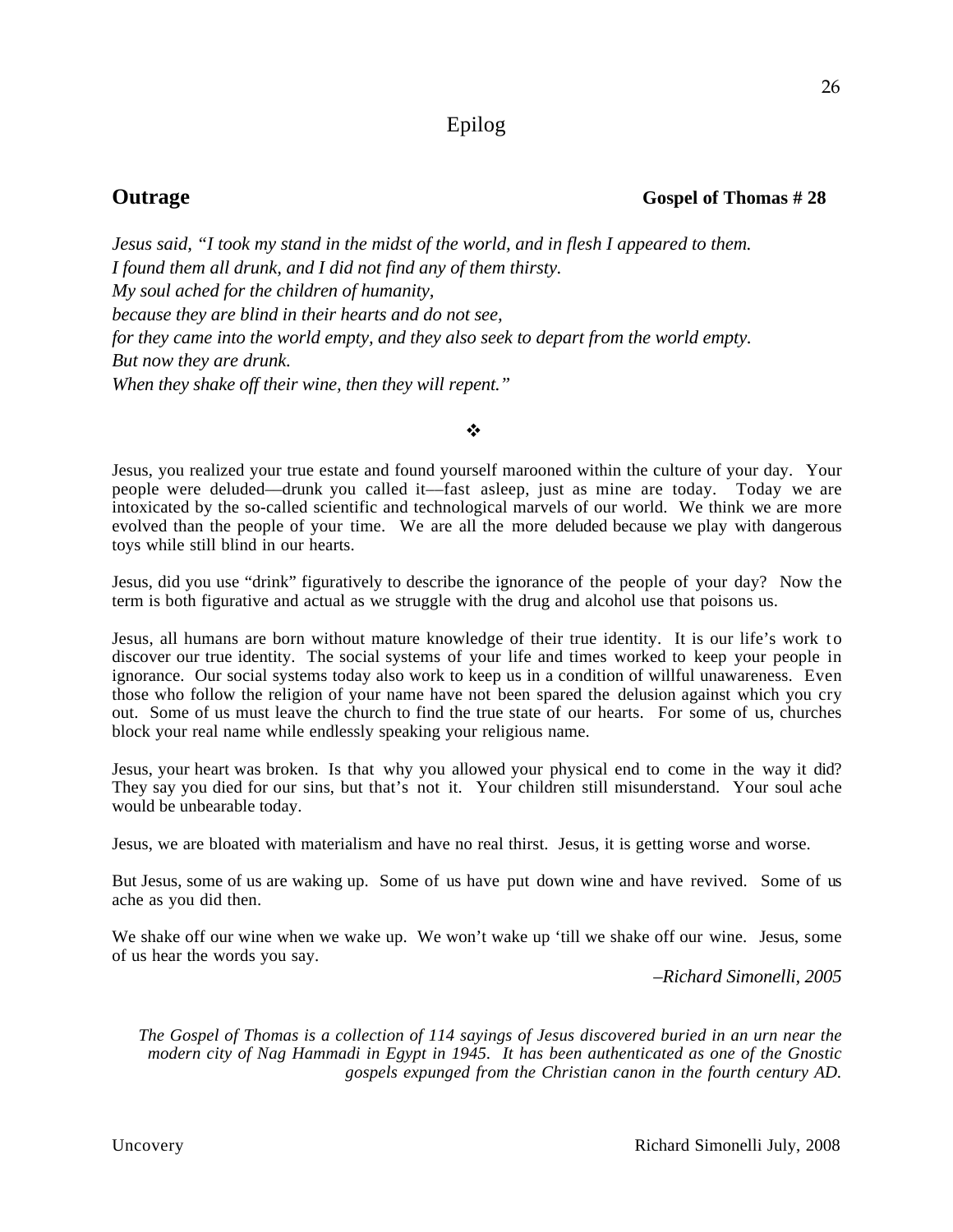# Epilog

## Outrage

**Gospel of Thomas # 28**

*Jesus said, "I took my stand in the midst of the world, and in flesh I appeared to them.*
*I found them all drunk, and I did not find any of them thirsty.*
*My soul ached for the children of humanity,*
*because they are blind in their hearts and do not see,*
*for they came into the world empty, and they also seek to depart from the world empty.*
*But now they are drunk.*
*When they shake off their wine, then they will repent."*

❖

Jesus, you realized your true estate and found yourself marooned within the culture of your day. Your people were deluded—drunk you called it—fast asleep, just as mine are today. Today we are intoxicated by the so-called scientific and technological marvels of our world. We think we are more evolved than the people of your time. We are all the more deluded because we play with dangerous toys while still blind in our hearts.

Jesus, did you use "drink" figuratively to describe the ignorance of the people of your day? Now the term is both figurative and actual as we struggle with the drug and alcohol use that poisons us.

Jesus, all humans are born without mature knowledge of their true identity. It is our life's work to discover our true identity. The social systems of your life and times worked to keep your people in ignorance. Our social systems today also work to keep us in a condition of willful unawareness. Even those who follow the religion of your name have not been spared the delusion against which you cry out. Some of us must leave the church to find the true state of our hearts. For some of us, churches block your real name while endlessly speaking your religious name.

Jesus, your heart was broken. Is that why you allowed your physical end to come in the way it did? They say you died for our sins, but that's not it. Your children still misunderstand. Your soul ache would be unbearable today.

Jesus, we are bloated with materialism and have no real thirst. Jesus, it is getting worse and worse.

But Jesus, some of us are waking up. Some of us have put down wine and have revived. Some of us ache as you did then.

We shake off our wine when we wake up. We won't wake up 'till we shake off our wine. Jesus, some of us hear the words you say.

*–Richard Simonelli, 2005*

*The Gospel of Thomas is a collection of 114 sayings of Jesus discovered buried in an urn near the modern city of Nag Hammadi in Egypt in 1945. It has been authenticated as one of the Gnostic gospels expunged from the Christian canon in the fourth century AD.*